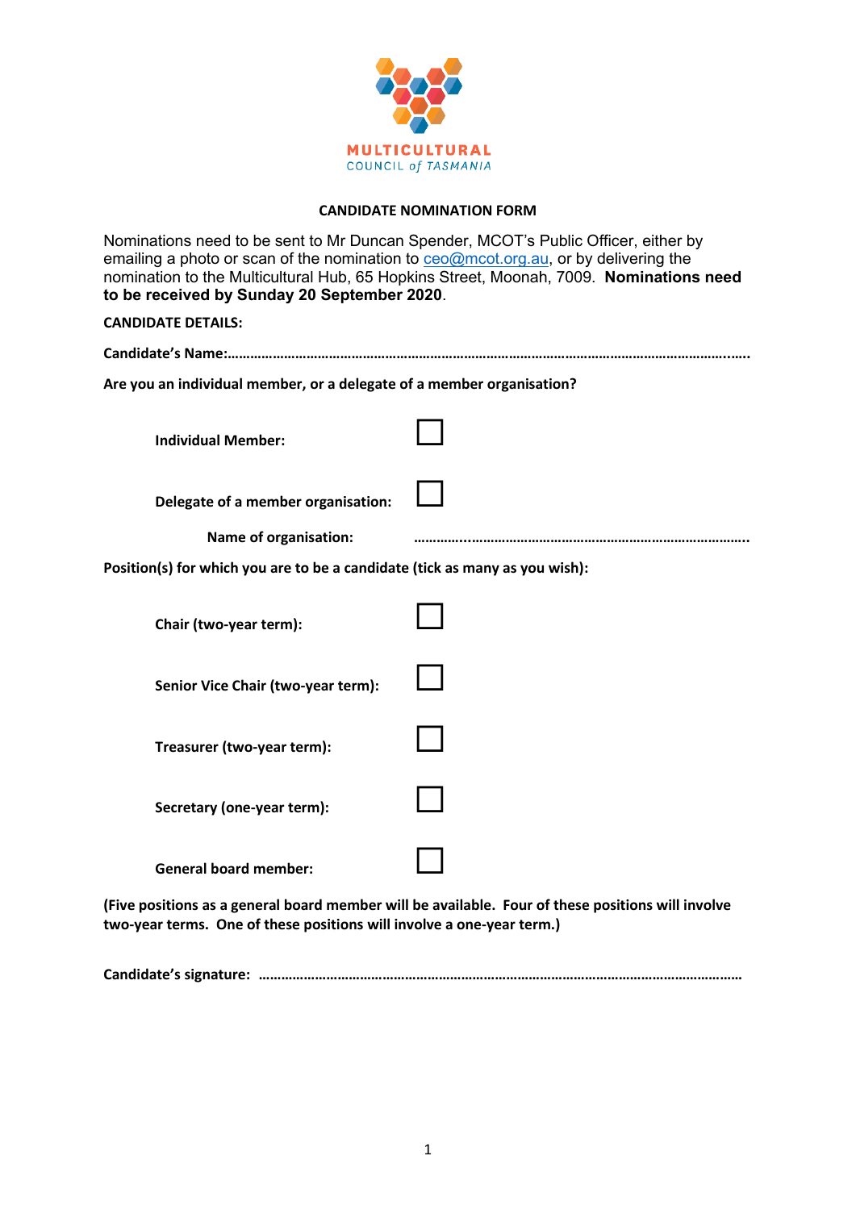MULTICULTURAL
COUNCIL *of* TASMANIA

## CANDIDATE NOMINATION FORM

Nominations need to be sent to Mr Duncan Spender, MCOT's Public Officer, either by emailing a photo or scan of the nomination to ceo@mcot.org.au, or by delivering the nomination to the Multicultural Hub, 65 Hopkins Street, Moonah, 7009. **Nominations need to be received by Sunday 20 September 2020**.

**CANDIDATE DETAILS:**

**Candidate's Name:**……………………………………………………………………………………………………………………..

**Are you an individual member, or a delegate of a member organisation?**

**Individual Member:** ☐

**Delegate of a member organisation:** ☐

**Name of organisation:** ……………………………………………………………………………………

**Position(s) for which you are to be a candidate (tick as many as you wish):**

**Chair (two-year term):** ☐

**Senior Vice Chair (two-year term):** ☐

**Treasurer (two-year term):** ☐

**Secretary (one-year term):** ☐

**General board member:** ☐

**(Five positions as a general board member will be available. Four of these positions will involve two-year terms. One of these positions will involve a one-year term.)**

**Candidate's signature:** ……………………………………………………………………………………………………………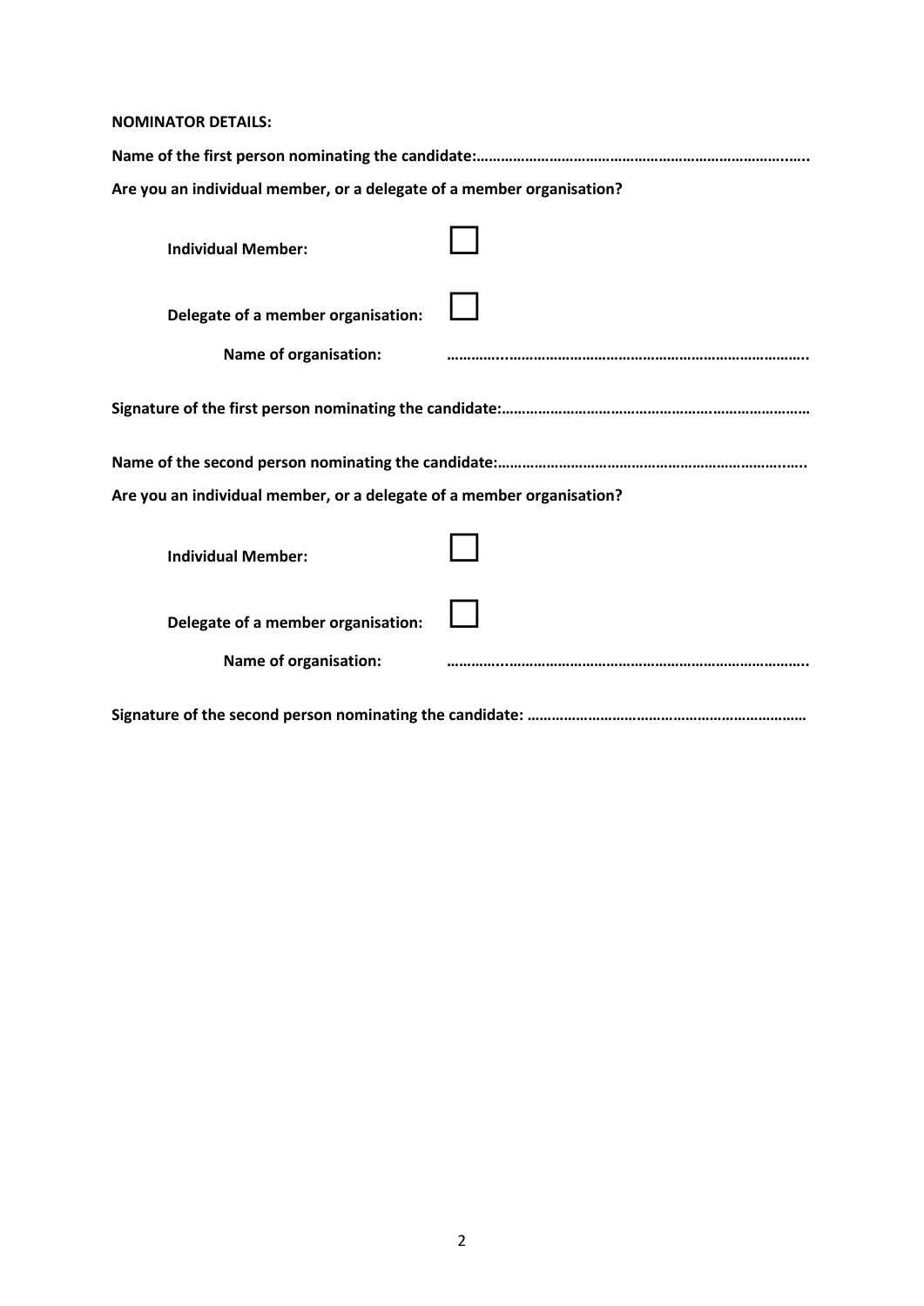**NOMINATOR DETAILS:**

**Name of the first person nominating the candidate:………………………………………………………………………..…..**

**Are you an individual member, or a delegate of a member organisation?**

**Individual Member:** ☐

**Delegate of a member organisation:** ☐

**Name of organisation:** ………….………………………………………………………………..

**Signature of the first person nominating the candidate:…………………………………………………………………**

**Name of the second person nominating the candidate:……………………………………………………………..…..**

**Are you an individual member, or a delegate of a member organisation?**

**Individual Member:** ☐

**Delegate of a member organisation:** ☐

**Name of organisation:** ………….………………………………………………………………..

**Signature of the second person nominating the candidate:** ……………………………………………………………